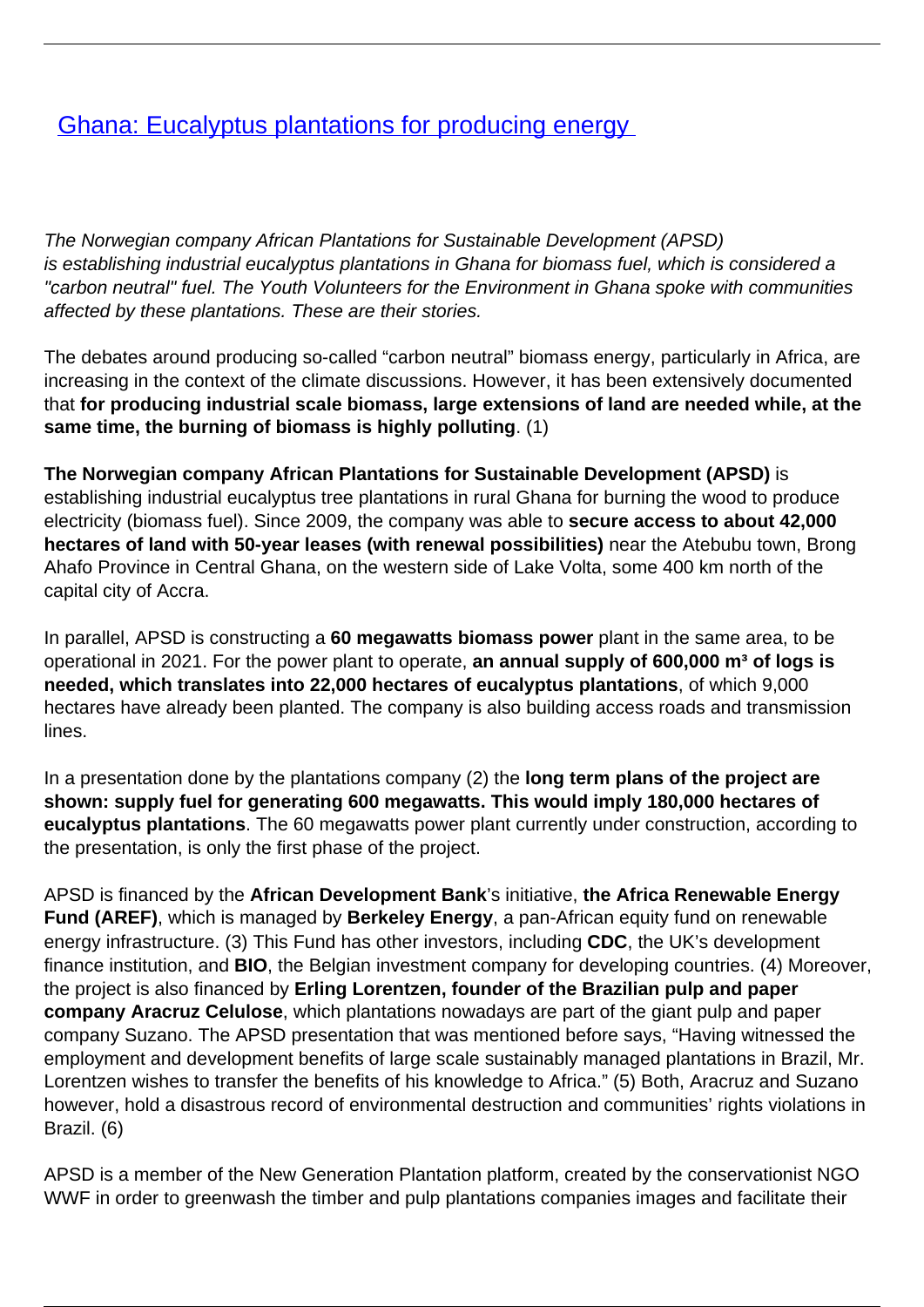# [Ghana: Eucalyptus plantations for producing energy]()

*The Norwegian company African Plantations for Sustainable Development (APSD) is establishing industrial eucalyptus plantations in Ghana for biomass fuel, which is considered a "carbon neutral" fuel. The Youth Volunteers for the Environment in Ghana spoke with communities affected by these plantations. These are their stories.*

The debates around producing so-called "carbon neutral" biomass energy, particularly in Africa, are increasing in the context of the climate discussions. However, it has been extensively documented that **for producing industrial scale biomass, large extensions of land are needed while, at the same time, the burning of biomass is highly polluting**. (1)

**The Norwegian company African Plantations for Sustainable Development (APSD)** is establishing industrial eucalyptus tree plantations in rural Ghana for burning the wood to produce electricity (biomass fuel). Since 2009, the company was able to **secure access to about 42,000 hectares of land with 50-year leases (with renewal possibilities)** near the Atebubu town, Brong Ahafo Province in Central Ghana, on the western side of Lake Volta, some 400 km north of the capital city of Accra.

In parallel, APSD is constructing a **60 megawatts biomass power** plant in the same area, to be operational in 2021. For the power plant to operate, **an annual supply of 600,000 m³ of logs is needed, which translates into 22,000 hectares of eucalyptus plantations**, of which 9,000 hectares have already been planted. The company is also building access roads and transmission lines.

In a presentation done by the plantations company (2) the **long term plans of the project are shown: supply fuel for generating 600 megawatts. This would imply 180,000 hectares of eucalyptus plantations**. The 60 megawatts power plant currently under construction, according to the presentation, is only the first phase of the project.

APSD is financed by the **African Development Bank**'s initiative, **the Africa Renewable Energy Fund (AREF)**, which is managed by **Berkeley Energy**, a pan-African equity fund on renewable energy infrastructure. (3) This Fund has other investors, including **CDC**, the UK's development finance institution, and **BIO**, the Belgian investment company for developing countries. (4) Moreover, the project is also financed by **Erling Lorentzen, founder of the Brazilian pulp and paper company Aracruz Celulose**, which plantations nowadays are part of the giant pulp and paper company Suzano. The APSD presentation that was mentioned before says, "Having witnessed the employment and development benefits of large scale sustainably managed plantations in Brazil, Mr. Lorentzen wishes to transfer the benefits of his knowledge to Africa." (5) Both, Aracruz and Suzano however, hold a disastrous record of environmental destruction and communities' rights violations in Brazil. (6)

APSD is a member of the New Generation Plantation platform, created by the conservationist NGO WWF in order to greenwash the timber and pulp plantations companies images and facilitate their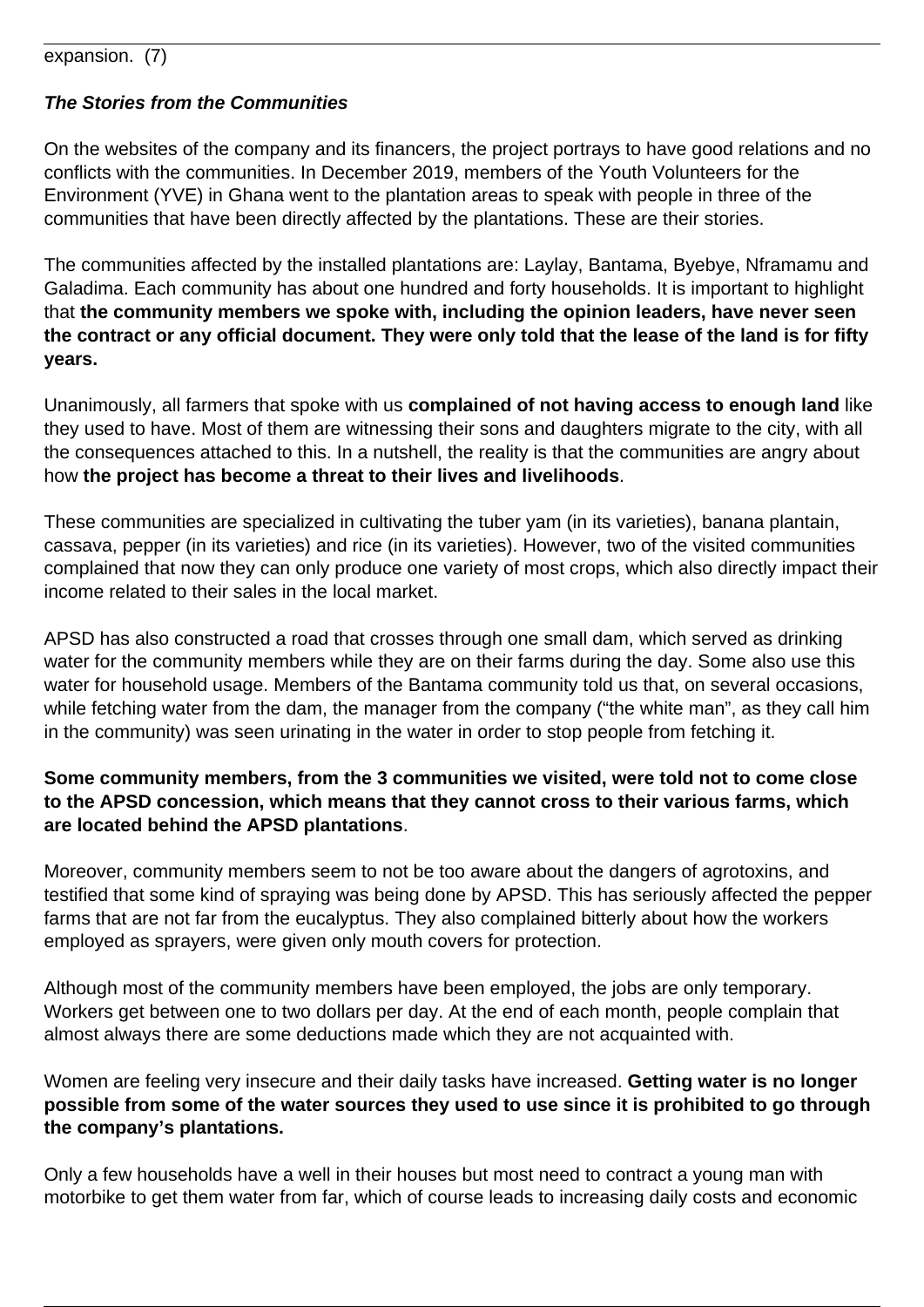expansion. (7)

***The Stories from the Communities***

On the websites of the company and its financers, the project portrays to have good relations and no conflicts with the communities. In December 2019, members of the Youth Volunteers for the Environment (YVE) in Ghana went to the plantation areas to speak with people in three of the communities that have been directly affected by the plantations. These are their stories.

The communities affected by the installed plantations are: Laylay, Bantama, Byebye, Nframamu and Galadima. Each community has about one hundred and forty households. It is important to highlight that **the community members we spoke with, including the opinion leaders, have never seen the contract or any official document. They were only told that the lease of the land is for fifty years.**

Unanimously, all farmers that spoke with us **complained of not having access to enough land** like they used to have. Most of them are witnessing their sons and daughters migrate to the city, with all the consequences attached to this. In a nutshell, the reality is that the communities are angry about how **the project has become a threat to their lives and livelihoods**.

These communities are specialized in cultivating the tuber yam (in its varieties), banana plantain, cassava, pepper (in its varieties) and rice (in its varieties). However, two of the visited communities complained that now they can only produce one variety of most crops, which also directly impact their income related to their sales in the local market.

APSD has also constructed a road that crosses through one small dam, which served as drinking water for the community members while they are on their farms during the day. Some also use this water for household usage. Members of the Bantama community told us that, on several occasions, while fetching water from the dam, the manager from the company ("the white man", as they call him in the community) was seen urinating in the water in order to stop people from fetching it.

**Some community members, from the 3 communities we visited, were told not to come close to the APSD concession, which means that they cannot cross to their various farms, which are located behind the APSD plantations**.

Moreover, community members seem to not be too aware about the dangers of agrotoxins, and testified that some kind of spraying was being done by APSD. This has seriously affected the pepper farms that are not far from the eucalyptus. They also complained bitterly about how the workers employed as sprayers, were given only mouth covers for protection.

Although most of the community members have been employed, the jobs are only temporary. Workers get between one to two dollars per day. At the end of each month, people complain that almost always there are some deductions made which they are not acquainted with.

Women are feeling very insecure and their daily tasks have increased. **Getting water is no longer possible from some of the water sources they used to use since it is prohibited to go through the company's plantations.**

Only a few households have a well in their houses but most need to contract a young man with motorbike to get them water from far, which of course leads to increasing daily costs and economic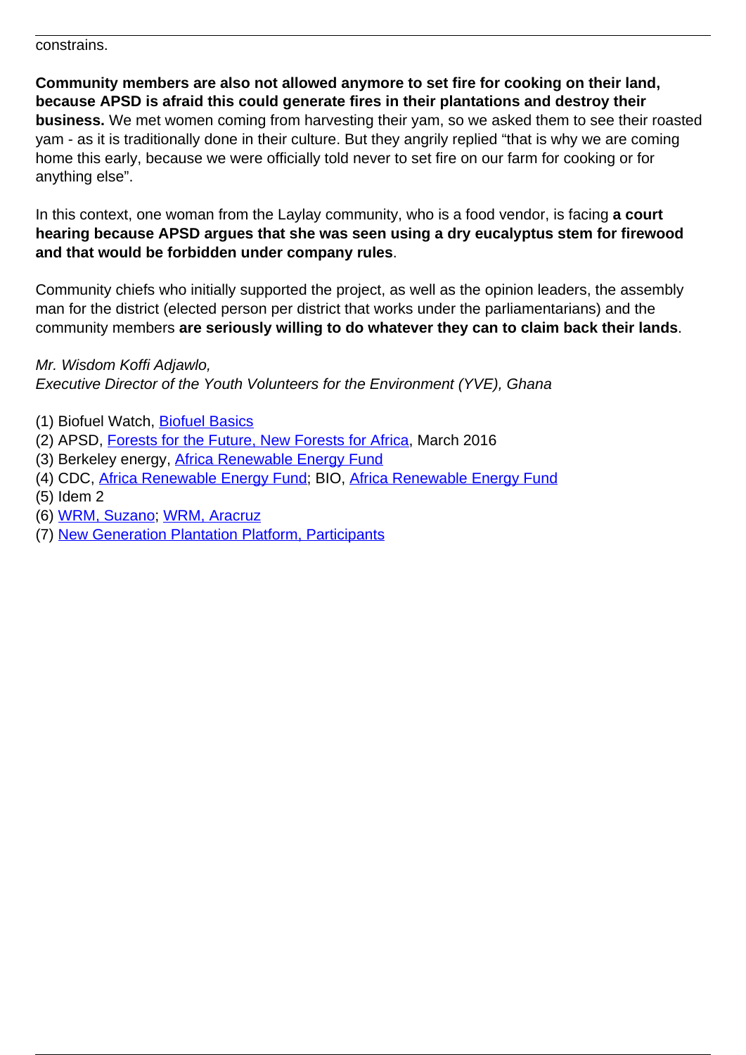constrains.

**Community members are also not allowed anymore to set fire for cooking on their land, because APSD is afraid this could generate fires in their plantations and destroy their business.** We met women coming from harvesting their yam, so we asked them to see their roasted yam - as it is traditionally done in their culture. But they angrily replied "that is why we are coming home this early, because we were officially told never to set fire on our farm for cooking or for anything else".

In this context, one woman from the Laylay community, who is a food vendor, is facing **a court hearing because APSD argues that she was seen using a dry eucalyptus stem for firewood and that would be forbidden under company rules**.

Community chiefs who initially supported the project, as well as the opinion leaders, the assembly man for the district (elected person per district that works under the parliamentarians) and the community members **are seriously willing to do whatever they can to claim back their lands**.

*Mr. Wisdom Koffi Adjawlo,*
*Executive Director of the Youth Volunteers for the Environment (YVE), Ghana*

(1) Biofuel Watch, Biofuel Basics
(2) APSD, Forests for the Future, New Forests for Africa, March 2016
(3) Berkeley energy, Africa Renewable Energy Fund
(4) CDC, Africa Renewable Energy Fund; BIO, Africa Renewable Energy Fund
(5) Idem 2
(6) WRM, Suzano; WRM, Aracruz
(7) New Generation Plantation Platform, Participants